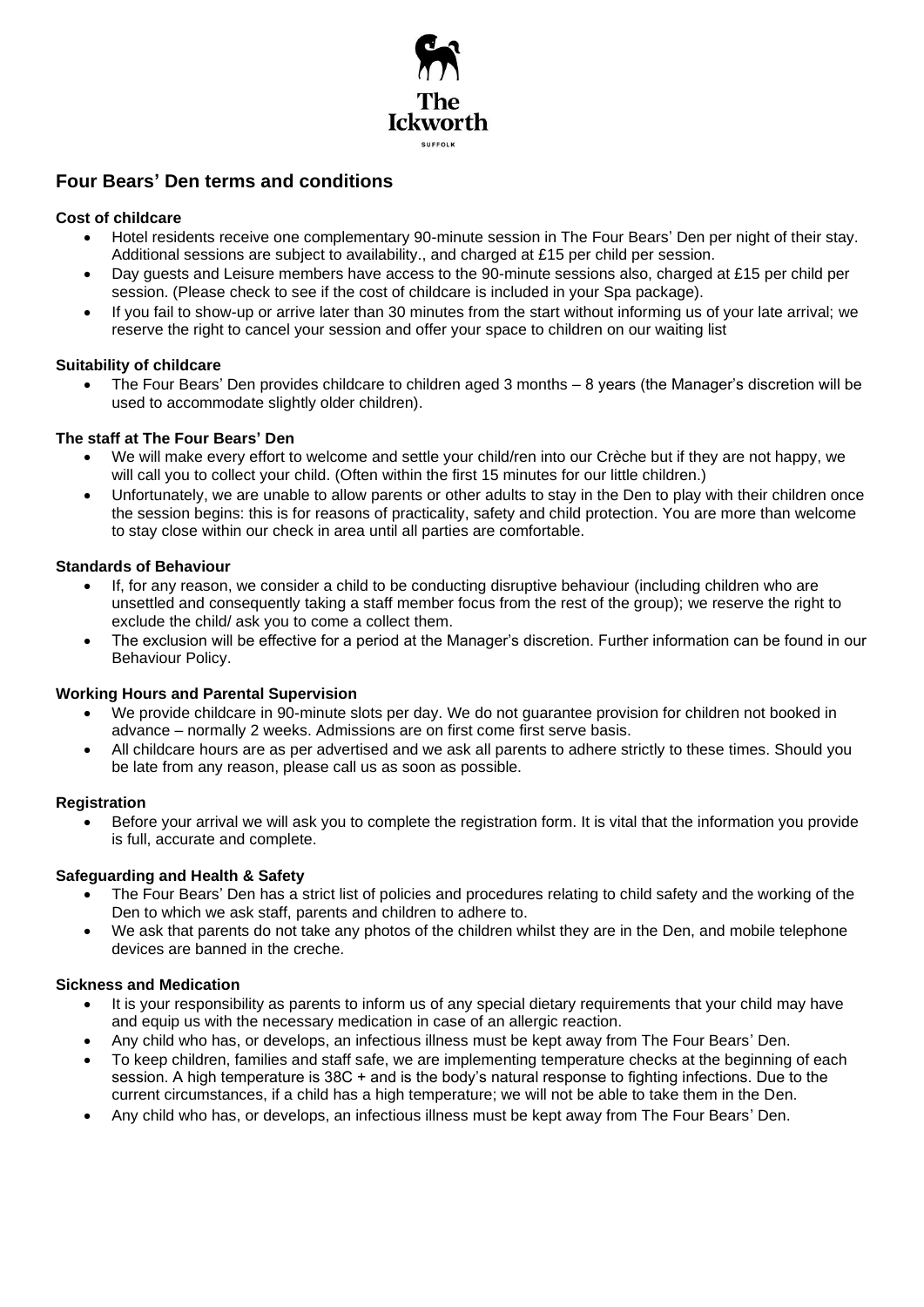The Ickworth

SUFFOLK

## Four Bears' Den terms and conditions

**Cost of childcare**

- Hotel residents receive one complementary 90-minute session in The Four Bears' Den per night of their stay. Additional sessions are subject to availability., and charged at £15 per child per session.
- Day guests and Leisure members have access to the 90-minute sessions also, charged at £15 per child per session. (Please check to see if the cost of childcare is included in your Spa package).
- If you fail to show-up or arrive later than 30 minutes from the start without informing us of your late arrival; we reserve the right to cancel your session and offer your space to children on our waiting list

**Suitability of childcare**

- The Four Bears' Den provides childcare to children aged 3 months – 8 years (the Manager's discretion will be used to accommodate slightly older children).

**The staff at The Four Bears' Den**

- We will make every effort to welcome and settle your child/ren into our Crèche but if they are not happy, we will call you to collect your child. (Often within the first 15 minutes for our little children.)
- Unfortunately, we are unable to allow parents or other adults to stay in the Den to play with their children once the session begins: this is for reasons of practicality, safety and child protection. You are more than welcome to stay close within our check in area until all parties are comfortable.

**Standards of Behaviour**

- If, for any reason, we consider a child to be conducting disruptive behaviour (including children who are unsettled and consequently taking a staff member focus from the rest of the group); we reserve the right to exclude the child/ ask you to come a collect them.
- The exclusion will be effective for a period at the Manager's discretion. Further information can be found in our Behaviour Policy.

**Working Hours and Parental Supervision**

- We provide childcare in 90-minute slots per day. We do not guarantee provision for children not booked in advance – normally 2 weeks. Admissions are on first come first serve basis.
- All childcare hours are as per advertised and we ask all parents to adhere strictly to these times. Should you be late from any reason, please call us as soon as possible.

**Registration**

- Before your arrival we will ask you to complete the registration form. It is vital that the information you provide is full, accurate and complete.

**Safeguarding and Health & Safety**

- The Four Bears' Den has a strict list of policies and procedures relating to child safety and the working of the Den to which we ask staff, parents and children to adhere to.
- We ask that parents do not take any photos of the children whilst they are in the Den, and mobile telephone devices are banned in the creche.

**Sickness and Medication**

- It is your responsibility as parents to inform us of any special dietary requirements that your child may have and equip us with the necessary medication in case of an allergic reaction.
- Any child who has, or develops, an infectious illness must be kept away from The Four Bears' Den.
- To keep children, families and staff safe, we are implementing temperature checks at the beginning of each session. A high temperature is 38C + and is the body's natural response to fighting infections. Due to the current circumstances, if a child has a high temperature; we will not be able to take them in the Den.
- Any child who has, or develops, an infectious illness must be kept away from The Four Bears' Den.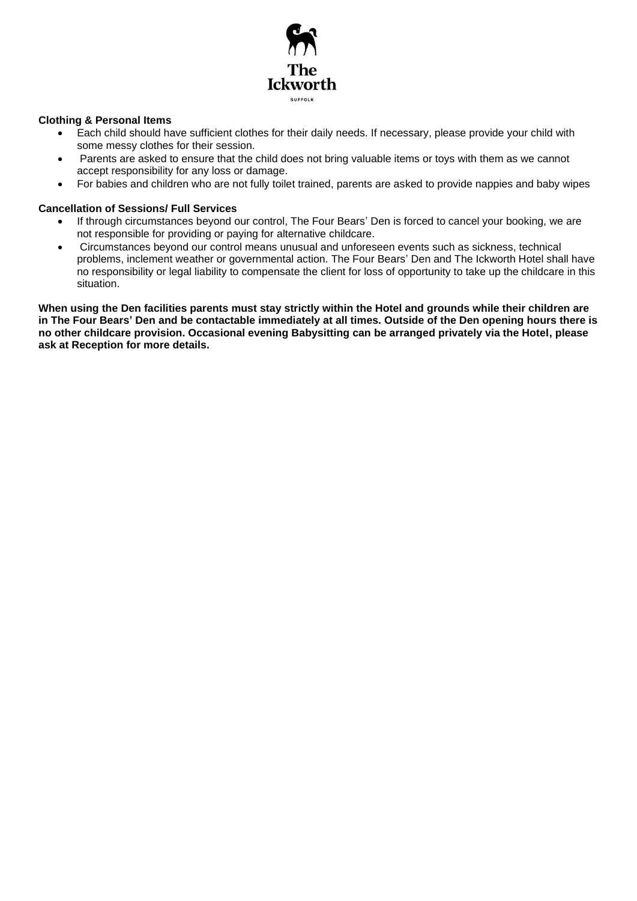**Clothing & Personal Items**

- Each child should have sufficient clothes for their daily needs. If necessary, please provide your child with some messy clothes for their session.
- Parents are asked to ensure that the child does not bring valuable items or toys with them as we cannot accept responsibility for any loss or damage.
- For babies and children who are not fully toilet trained, parents are asked to provide nappies and baby wipes

**Cancellation of Sessions/ Full Services**

- If through circumstances beyond our control, The Four Bears' Den is forced to cancel your booking, we are not responsible for providing or paying for alternative childcare.
- Circumstances beyond our control means unusual and unforeseen events such as sickness, technical problems, inclement weather or governmental action. The Four Bears' Den and The Ickworth Hotel shall have no responsibility or legal liability to compensate the client for loss of opportunity to take up the childcare in this situation.

**When using the Den facilities parents must stay strictly within the Hotel and grounds while their children are in The Four Bears' Den and be contactable immediately at all times. Outside of the Den opening hours there is no other childcare provision. Occasional evening Babysitting can be arranged privately via the Hotel, please ask at Reception for more details.**